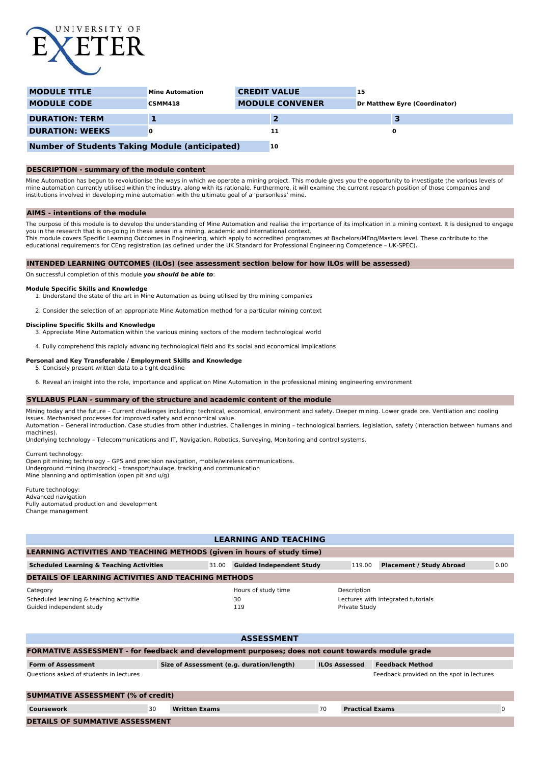UNIVERSITY OF EXETER

| MODULE TITLE | Mine Automation | CREDIT VALUE | 15 |
|---|---|---|---|
| MODULE CODE | CSMM418 | MODULE CONVENER | Dr Matthew Eyre (Coordinator) |

| DURATION: TERM | 1 | 2 | 3 |
|---|---|---|---|
| DURATION: WEEKS | 0 | 11 | 0 |

| Number of Students Taking Module (anticipated) | 10 |
|---|---|

## DESCRIPTION - summary of the module content

Mine Automation has begun to revolutionise the ways in which we operate a mining project. This module gives you the opportunity to investigate the various levels of mine automation currently utilised within the industry, along with its rationale. Furthermore, it will examine the current research position of those companies and institutions involved in developing mine automation with the ultimate goal of a 'personless' mine.

## AIMS - intentions of the module

The purpose of this module is to develop the understanding of Mine Automation and realise the importance of its implication in a mining context. It is designed to engage you in the research that is on-going in these areas in a mining, academic and international context.
This module covers Specific Learning Outcomes in Engineering, which apply to accredited programmes at Bachelors/MEng/Masters level. These contribute to the educational requirements for CEng registration (as defined under the UK Standard for Professional Engineering Competence – UK-SPEC).

## INTENDED LEARNING OUTCOMES (ILOs) (see assessment section below for how ILOs will be assessed)

On successful completion of this module ***you should be able to***:

**Module Specific Skills and Knowledge**

1. Understand the state of the art in Mine Automation as being utilised by the mining companies
2. Consider the selection of an appropriate Mine Automation method for a particular mining context

**Discipline Specific Skills and Knowledge**

3. Appreciate Mine Automation within the various mining sectors of the modern technological world
4. Fully comprehend this rapidly advancing technological field and its social and economical implications

**Personal and Key Transferable / Employment Skills and Knowledge**

5. Concisely present written data to a tight deadline
6. Reveal an insight into the role, importance and application Mine Automation in the professional mining engineering environment

## SYLLABUS PLAN - summary of the structure and academic content of the module

Mining today and the future – Current challenges including: technical, economical, environment and safety. Deeper mining. Lower grade ore. Ventilation and cooling issues. Mechanised processes for improved safety and economical value.
Automation – General introduction. Case studies from other industries. Challenges in mining – technological barriers, legislation, safety (interaction between humans and machines).
Underlying technology – Telecommunications and IT, Navigation, Robotics, Surveying, Monitoring and control systems.

Current technology:
Open pit mining technology – GPS and precision navigation, mobile/wireless communications.
Underground mining (hardrock) – transport/haulage, tracking and communication
Mine planning and optimisation (open pit and u/g)

Future technology:
Advanced navigation
Fully automated production and development
Change management

## LEARNING AND TEACHING

### LEARNING ACTIVITIES AND TEACHING METHODS (given in hours of study time)

| Scheduled Learning & Teaching Activities | 31.00 | Guided Independent Study | 119.00 | Placement / Study Abroad | 0.00 |
|---|---|---|---|---|---|

### DETAILS OF LEARNING ACTIVITIES AND TEACHING METHODS

| Category | Hours of study time | Description |
|---|---|---|
| Scheduled learning & teaching activitie | 30 | Lectures with integrated tutorials |
| Guided independent study | 119 | Private Study |

## ASSESSMENT

### FORMATIVE ASSESSMENT - for feedback and development purposes; does not count towards module grade

| Form of Assessment | Size of Assessment (e.g. duration/length) | ILOs Assessed | Feedback Method |
|---|---|---|---|
| Questions asked of students in lectures | | | Feedback provided on the spot in lectures |

### SUMMATIVE ASSESSMENT (% of credit)

| Coursework | 30 | Written Exams | 70 | Practical Exams | 0 |
|---|---|---|---|---|---|

### DETAILS OF SUMMATIVE ASSESSMENT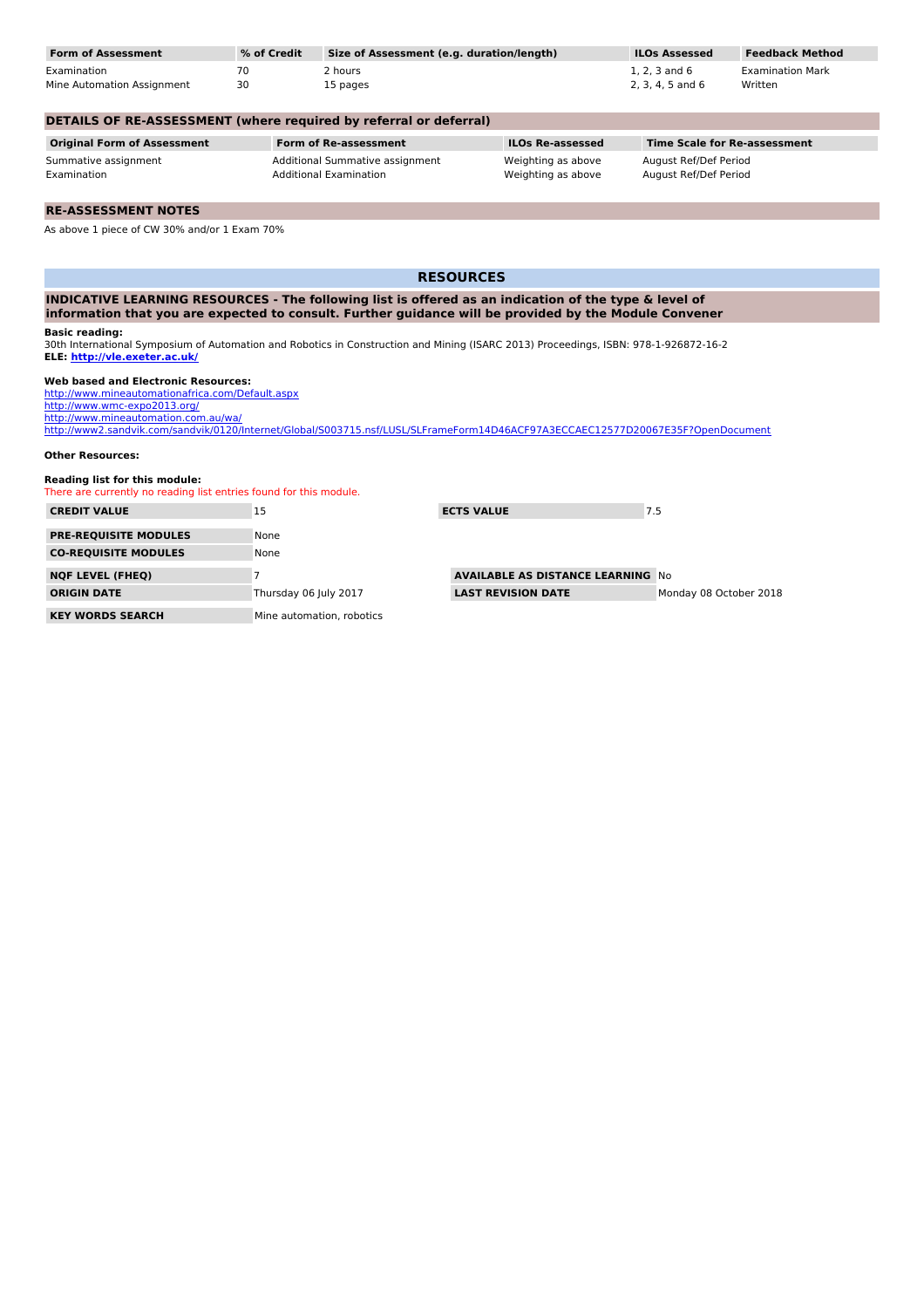| Form of Assessment | % of Credit | Size of Assessment (e.g. duration/length) | ILOs Assessed | Feedback Method |
|---|---|---|---|---|
| Examination | 70 | 2 hours | 1, 2, 3 and 6 | Examination Mark |
| Mine Automation Assignment | 30 | 15 pages | 2, 3, 4, 5 and 6 | Written |

## DETAILS OF RE-ASSESSMENT (where required by referral or deferral)

| Original Form of Assessment | Form of Re-assessment | ILOs Re-assessed | Time Scale for Re-assessment |
|---|---|---|---|
| Summative assignment | Additional Summative assignment | Weighting as above | August Ref/Def Period |
| Examination | Additional Examination | Weighting as above | August Ref/Def Period |

## RE-ASSESSMENT NOTES

As above 1 piece of CW 30% and/or 1 Exam 70%

# RESOURCES

## INDICATIVE LEARNING RESOURCES - The following list is offered as an indication of the type & level of information that you are expected to consult. Further guidance will be provided by the Module Convener

**Basic reading:**

30th International Symposium of Automation and Robotics in Construction and Mining (ISARC 2013) Proceedings, ISBN: 978-1-926872-16-2

**ELE: http://vle.exeter.ac.uk/**

**Web based and Electronic Resources:**

http://www.mineautomationafrica.com/Default.aspx
http://www.wmc-expo2013.org/
http://www.mineautomation.com.au/wa/
http://www2.sandvik.com/sandvik/0120/Internet/Global/S003715.nsf/LUSL/SLFrameForm14D46ACF97A3ECCAEC12577D20067E35F?OpenDocument

**Other Resources:**

**Reading list for this module:**

There are currently no reading list entries found for this module.

| | | | |
|---|---|---|---|
| **CREDIT VALUE** | 15 | **ECTS VALUE** | 7.5 |
| **PRE-REQUISITE MODULES** | None | | |
| **CO-REQUISITE MODULES** | None | | |
| **NQF LEVEL (FHEQ)** | 7 | **AVAILABLE AS DISTANCE LEARNING** | No |
| **ORIGIN DATE** | Thursday 06 July 2017 | **LAST REVISION DATE** | Monday 08 October 2018 |
| **KEY WORDS SEARCH** | Mine automation, robotics | | |